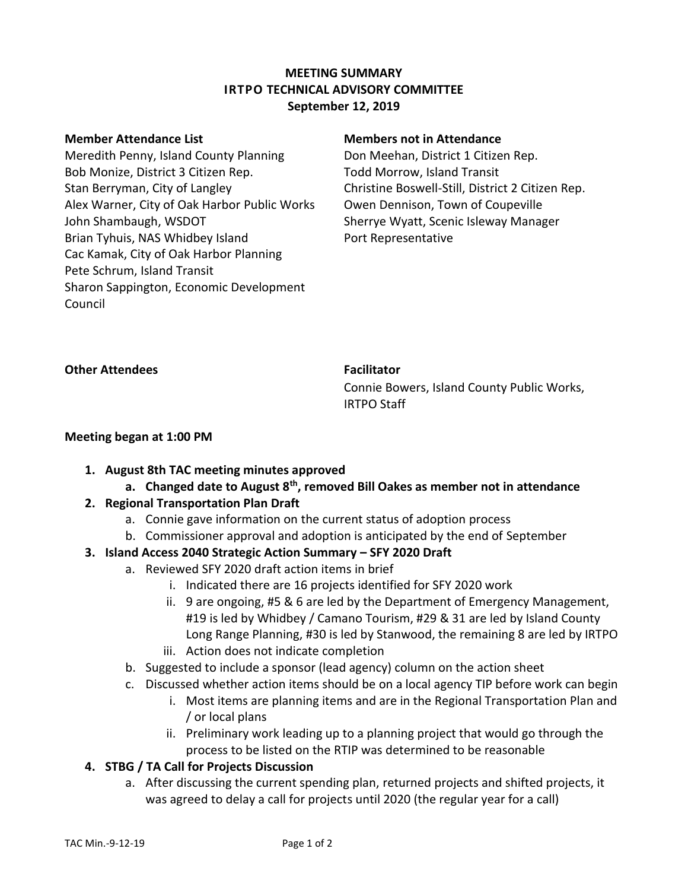# MEETING SUMMARY
## IRTPO TECHNICAL ADVISORY COMMITTEE
### September 12, 2019

**Member Attendance List**

Meredith Penny, Island County Planning
Bob Monize, District 3 Citizen Rep.
Stan Berryman, City of Langley
Alex Warner, City of Oak Harbor Public Works
John Shambaugh, WSDOT
Brian Tyhuis, NAS Whidbey Island
Cac Kamak, City of Oak Harbor Planning
Pete Schrum, Island Transit
Sharon Sappington, Economic Development Council

**Members not in Attendance**

Don Meehan, District 1 Citizen Rep.
Todd Morrow, Island Transit
Christine Boswell-Still, District 2 Citizen Rep.
Owen Dennison, Town of Coupeville
Sherrye Wyatt, Scenic Isleway Manager
Port Representative

**Other Attendees**

**Facilitator**

Connie Bowers, Island County Public Works, IRTPO Staff

**Meeting began at 1:00 PM**

1. **August 8th TAC meeting minutes approved**
   a. **Changed date to August 8th, removed Bill Oakes as member not in attendance**
2. **Regional Transportation Plan Draft**
   a. Connie gave information on the current status of adoption process
   b. Commissioner approval and adoption is anticipated by the end of September
3. **Island Access 2040 Strategic Action Summary – SFY 2020 Draft**
   a. Reviewed SFY 2020 draft action items in brief
      i. Indicated there are 16 projects identified for SFY 2020 work
      ii. 9 are ongoing, #5 & 6 are led by the Department of Emergency Management, #19 is led by Whidbey / Camano Tourism, #29 & 31 are led by Island County Long Range Planning, #30 is led by Stanwood, the remaining 8 are led by IRTPO
      iii. Action does not indicate completion
   b. Suggested to include a sponsor (lead agency) column on the action sheet
   c. Discussed whether action items should be on a local agency TIP before work can begin
      i. Most items are planning items and are in the Regional Transportation Plan and / or local plans
      ii. Preliminary work leading up to a planning project that would go through the process to be listed on the RTIP was determined to be reasonable
4. **STBG / TA Call for Projects Discussion**
   a. After discussing the current spending plan, returned projects and shifted projects, it was agreed to delay a call for projects until 2020 (the regular year for a call)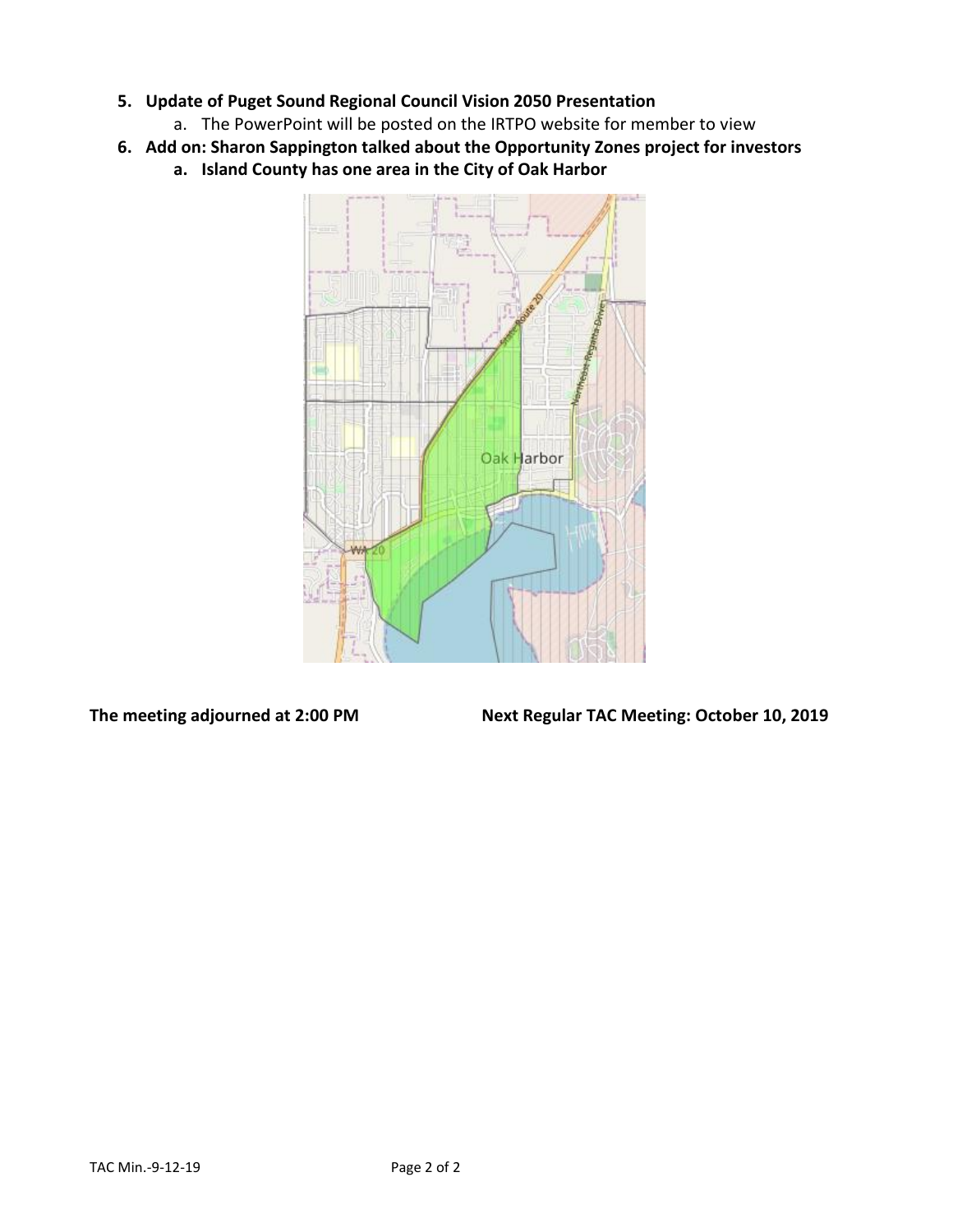5. **Update of Puget Sound Regional Council Vision 2050 Presentation**
   a. The PowerPoint will be posted on the IRTPO website for member to view
6. **Add on: Sharon Sappington talked about the Opportunity Zones project for investors**
   a. **Island County has one area in the City of Oak Harbor**

**The meeting adjourned at 2:00 PM** **Next Regular TAC Meeting: October 10, 2019**

TAC Min.-9-12-19